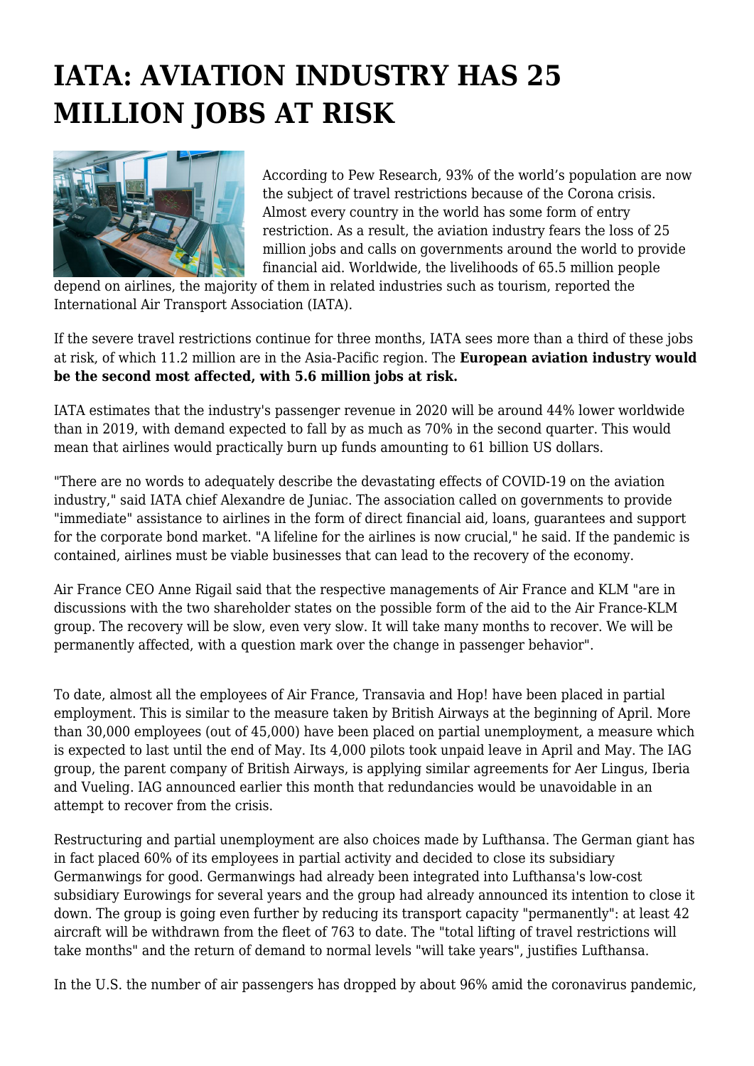# IATA: AVIATION INDUSTRY HAS 25 MILLION JOBS AT RISK

According to Pew Research, 93% of the world's population are now the subject of travel restrictions because of the Corona crisis. Almost every country in the world has some form of entry restriction. As a result, the aviation industry fears the loss of 25 million jobs and calls on governments around the world to provide financial aid. Worldwide, the livelihoods of 65.5 million people depend on airlines, the majority of them in related industries such as tourism, reported the International Air Transport Association (IATA).

If the severe travel restrictions continue for three months, IATA sees more than a third of these jobs at risk, of which 11.2 million are in the Asia-Pacific region. The **European aviation industry would be the second most affected, with 5.6 million jobs at risk.**

IATA estimates that the industry's passenger revenue in 2020 will be around 44% lower worldwide than in 2019, with demand expected to fall by as much as 70% in the second quarter. This would mean that airlines would practically burn up funds amounting to 61 billion US dollars.

"There are no words to adequately describe the devastating effects of COVID-19 on the aviation industry," said IATA chief Alexandre de Juniac. The association called on governments to provide "immediate" assistance to airlines in the form of direct financial aid, loans, guarantees and support for the corporate bond market. "A lifeline for the airlines is now crucial," he said. If the pandemic is contained, airlines must be viable businesses that can lead to the recovery of the economy.

Air France CEO Anne Rigail said that the respective managements of Air France and KLM "are in discussions with the two shareholder states on the possible form of the aid to the Air France-KLM group. The recovery will be slow, even very slow. It will take many months to recover. We will be permanently affected, with a question mark over the change in passenger behavior".

To date, almost all the employees of Air France, Transavia and Hop! have been placed in partial employment. This is similar to the measure taken by British Airways at the beginning of April. More than 30,000 employees (out of 45,000) have been placed on partial unemployment, a measure which is expected to last until the end of May. Its 4,000 pilots took unpaid leave in April and May. The IAG group, the parent company of British Airways, is applying similar agreements for Aer Lingus, Iberia and Vueling. IAG announced earlier this month that redundancies would be unavoidable in an attempt to recover from the crisis.

Restructuring and partial unemployment are also choices made by Lufthansa. The German giant has in fact placed 60% of its employees in partial activity and decided to close its subsidiary Germanwings for good. Germanwings had already been integrated into Lufthansa's low-cost subsidiary Eurowings for several years and the group had already announced its intention to close it down. The group is going even further by reducing its transport capacity "permanently": at least 42 aircraft will be withdrawn from the fleet of 763 to date. The "total lifting of travel restrictions will take months" and the return of demand to normal levels "will take years", justifies Lufthansa.

In the U.S. the number of air passengers has dropped by about 96% amid the coronavirus pandemic,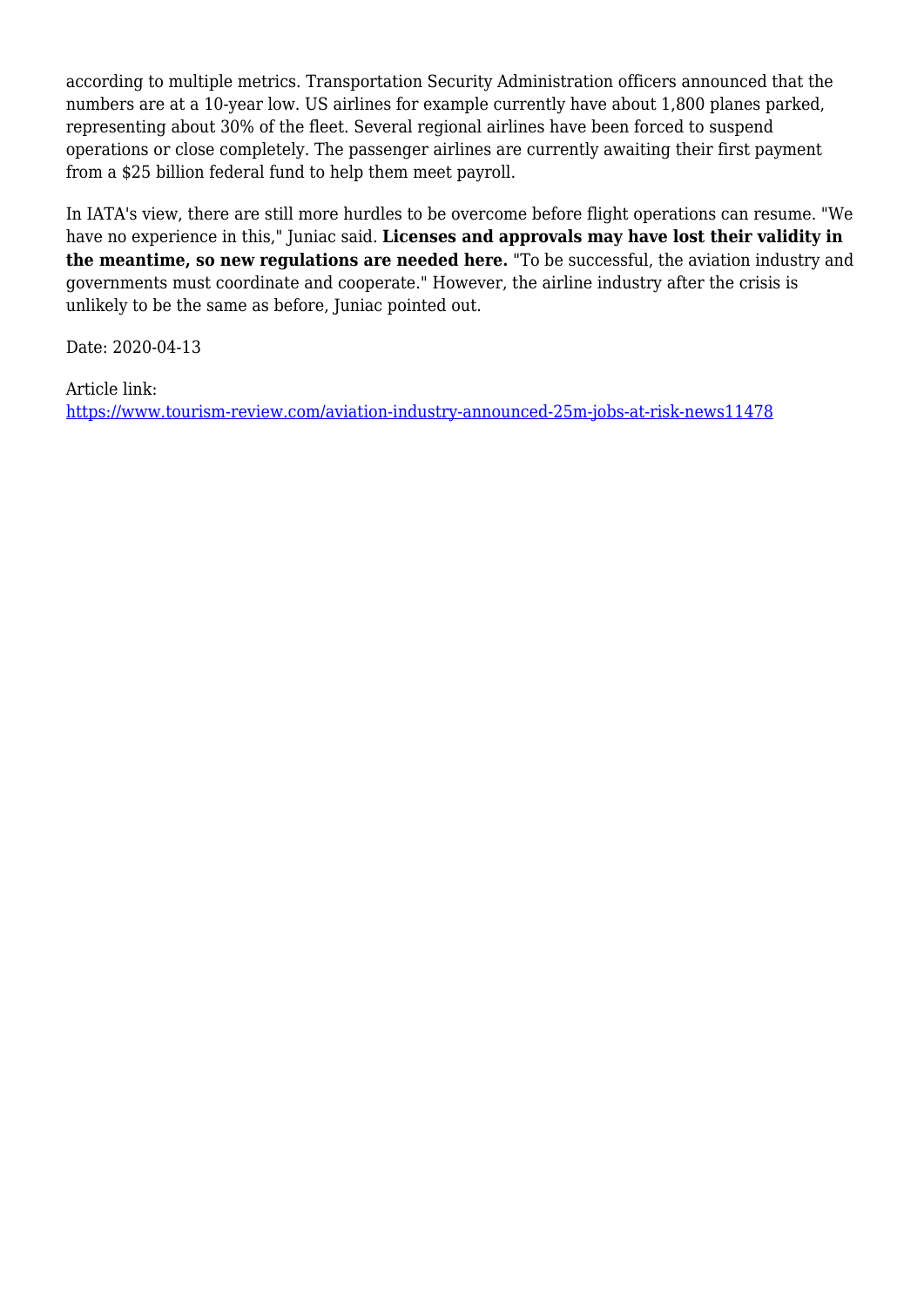according to multiple metrics. Transportation Security Administration officers announced that the numbers are at a 10-year low. US airlines for example currently have about 1,800 planes parked, representing about 30% of the fleet. Several regional airlines have been forced to suspend operations or close completely. The passenger airlines are currently awaiting their first payment from a $25 billion federal fund to help them meet payroll.

In IATA's view, there are still more hurdles to be overcome before flight operations can resume. "We have no experience in this," Juniac said. **Licenses and approvals may have lost their validity in the meantime, so new regulations are needed here.** "To be successful, the aviation industry and governments must coordinate and cooperate." However, the airline industry after the crisis is unlikely to be the same as before, Juniac pointed out.

Date: 2020-04-13

Article link:
https://www.tourism-review.com/aviation-industry-announced-25m-jobs-at-risk-news11478